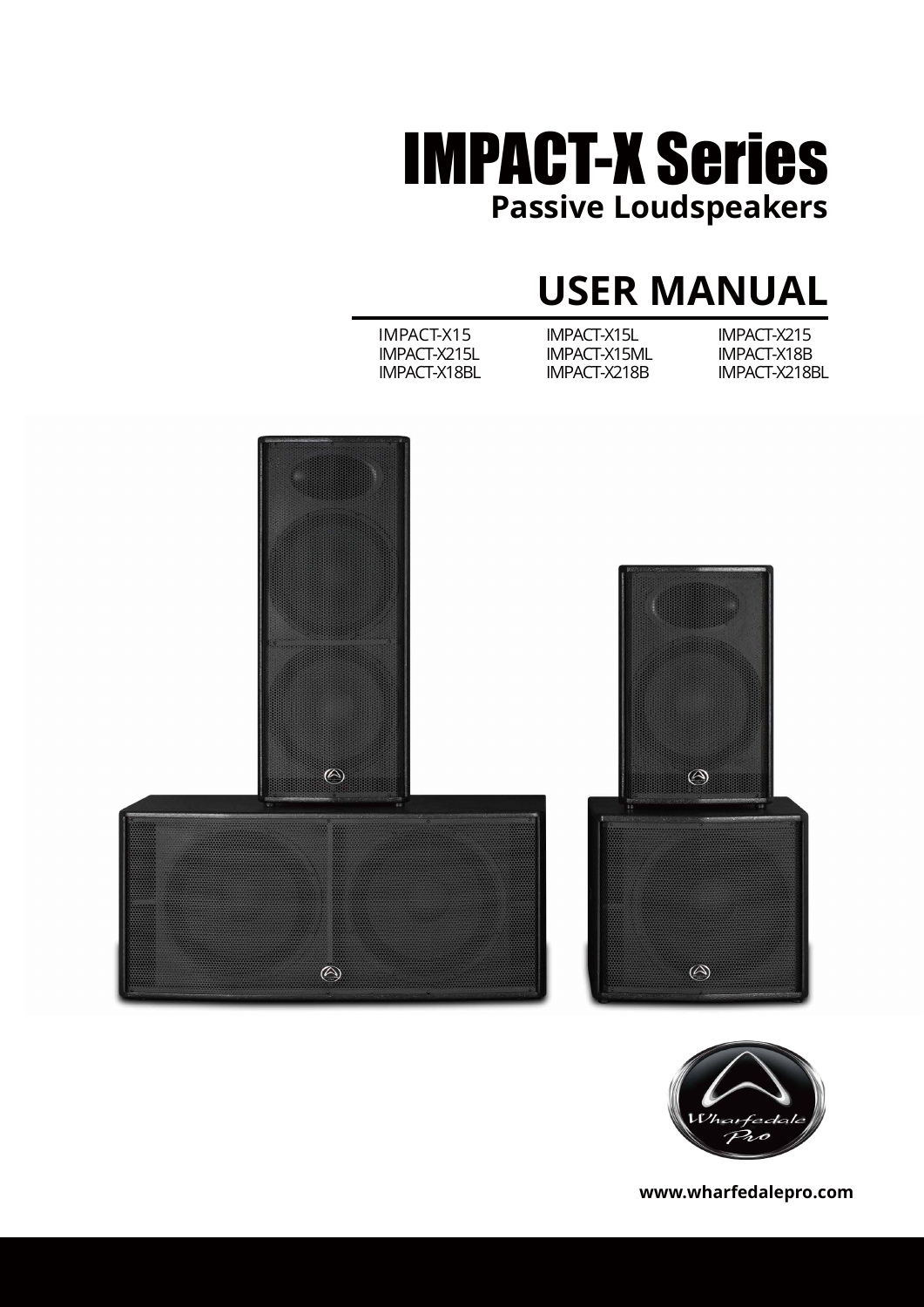# IMPACT-X Series

## Passive Loudspeakers

# USER MANUAL

| | | |
|---|---|---|
| IMPACT-X15 | IMPACT-X15L | IMPACT-X215 |
| IMPACT-X215L | IMPACT-X15ML | IMPACT-X18B |
| IMPACT-X18BL | IMPACT-X218B | IMPACT-X218BL |

Wharfedale Pro

www.wharfedalepro.com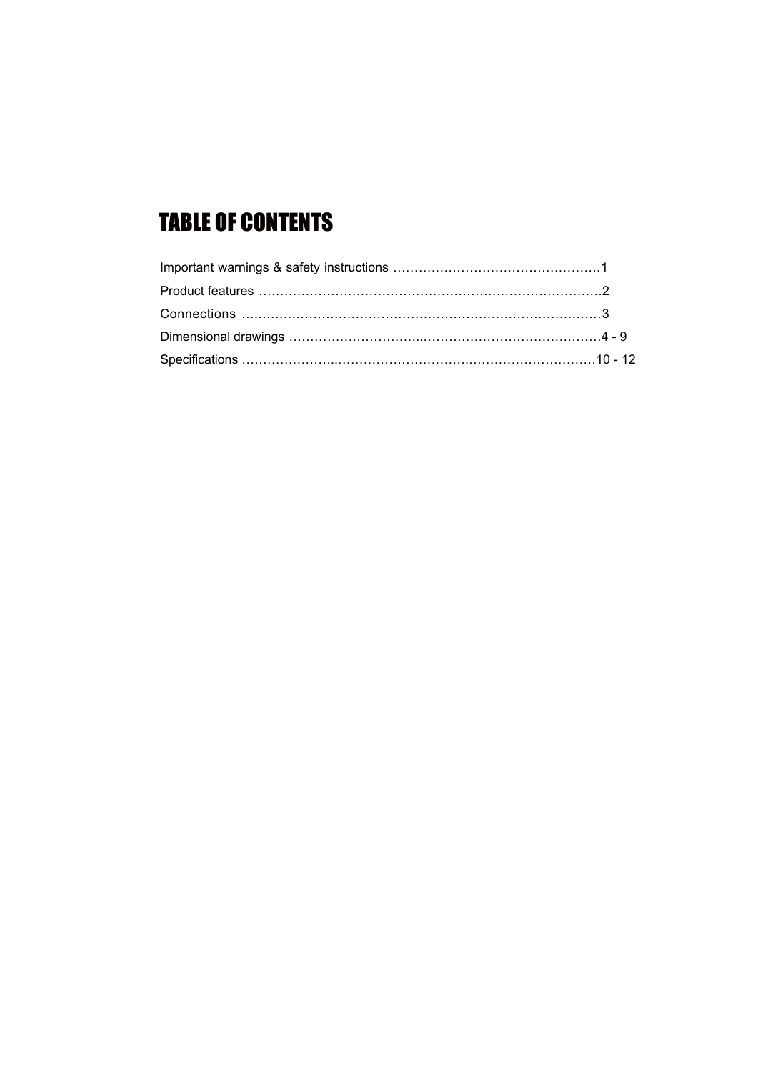# TABLE OF CONTENTS

Important warnings & safety instructions ………………………………………….1

Product features …………………………………………………………………….2

Connections ………………………………………………………………………..3

Dimensional drawings ………………………..……………………………………4 - 9

Specifications …………………..………………………..…………………………10 - 12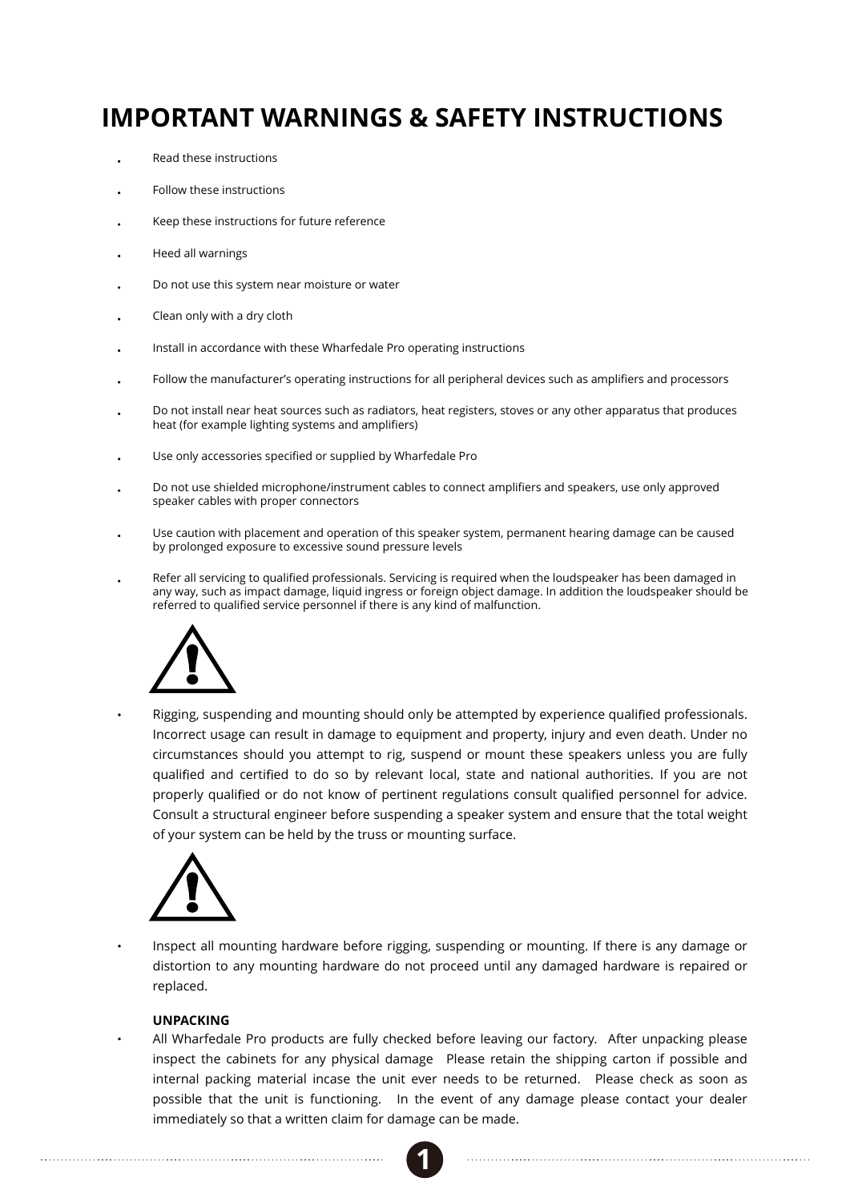# IMPORTANT WARNINGS & SAFETY INSTRUCTIONS

- Read these instructions
- Follow these instructions
- Keep these instructions for future reference
- Heed all warnings
- Do not use this system near moisture or water
- Clean only with a dry cloth
- Install in accordance with these Wharfedale Pro operating instructions
- Follow the manufacturer's operating instructions for all peripheral devices such as amplifiers and processors
- Do not install near heat sources such as radiators, heat registers, stoves or any other apparatus that produces heat (for example lighting systems and amplifiers)
- Use only accessories specified or supplied by Wharfedale Pro
- Do not use shielded microphone/instrument cables to connect amplifiers and speakers, use only approved speaker cables with proper connectors
- Use caution with placement and operation of this speaker system, permanent hearing damage can be caused by prolonged exposure to excessive sound pressure levels
- Refer all servicing to qualified professionals. Servicing is required when the loudspeaker has been damaged in any way, such as impact damage, liquid ingress or foreign object damage. In addition the loudspeaker should be referred to qualified service personnel if there is any kind of malfunction.

- Rigging, suspending and mounting should only be attempted by experience qualified professionals. Incorrect usage can result in damage to equipment and property, injury and even death. Under no circumstances should you attempt to rig, suspend or mount these speakers unless you are fully qualified and certified to do so by relevant local, state and national authorities. If you are not properly qualified or do not know of pertinent regulations consult qualified personnel for advice. Consult a structural engineer before suspending a speaker system and ensure that the total weight of your system can be held by the truss or mounting surface.

- Inspect all mounting hardware before rigging, suspending or mounting. If there is any damage or distortion to any mounting hardware do not proceed until any damaged hardware is repaired or replaced.

**UNPACKING**

- All Wharfedale Pro products are fully checked before leaving our factory. After unpacking please inspect the cabinets for any physical damage Please retain the shipping carton if possible and internal packing material incase the unit ever needs to be returned. Please check as soon as possible that the unit is functioning. In the event of any damage please contact your dealer immediately so that a written claim for damage can be made.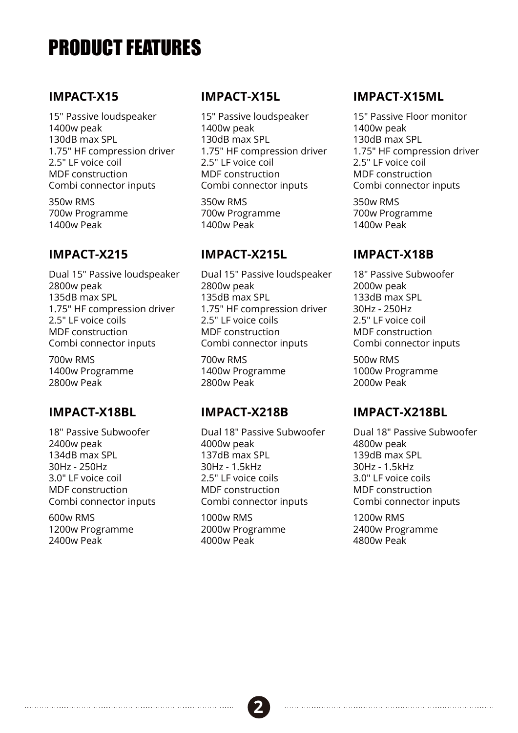# PRODUCT FEATURES

## IMPACT-X15

15" Passive loudspeaker
1400w peak
130dB max SPL
1.75" HF compression driver
2.5" LF voice coil
MDF construction
Combi connector inputs

350w RMS
700w Programme
1400w Peak

## IMPACT-X15L

15" Passive loudspeaker
1400w peak
130dB max SPL
1.75" HF compression driver
2.5" LF voice coil
MDF construction
Combi connector inputs

350w RMS
700w Programme
1400w Peak

## IMPACT-X15ML

15" Passive Floor monitor
1400w peak
130dB max SPL
1.75" HF compression driver
2.5" LF voice coil
MDF construction
Combi connector inputs

350w RMS
700w Programme
1400w Peak

## IMPACT-X215

Dual 15" Passive loudspeaker
2800w peak
135dB max SPL
1.75" HF compression driver
2.5" LF voice coils
MDF construction
Combi connector inputs

700w RMS
1400w Programme
2800w Peak

## IMPACT-X215L

Dual 15" Passive loudspeaker
2800w peak
135dB max SPL
1.75" HF compression driver
2.5" LF voice coils
MDF construction
Combi connector inputs

700w RMS
1400w Programme
2800w Peak

## IMPACT-X18B

18" Passive Subwoofer
2000w peak
133dB max SPL
30Hz - 250Hz
2.5" LF voice coil
MDF construction
Combi connector inputs

500w RMS
1000w Programme
2000w Peak

## IMPACT-X18BL

18" Passive Subwoofer
2400w peak
134dB max SPL
30Hz - 250Hz
3.0" LF voice coil
MDF construction
Combi connector inputs

600w RMS
1200w Programme
2400w Peak

## IMPACT-X218B

Dual 18" Passive Subwoofer
4000w peak
137dB max SPL
30Hz - 1.5kHz
2.5" LF voice coils
MDF construction
Combi connector inputs

1000w RMS
2000w Programme
4000w Peak

## IMPACT-X218BL

Dual 18" Passive Subwoofer
4800w peak
139dB max SPL
30Hz - 1.5kHz
3.0" LF voice coils
MDF construction
Combi connector inputs

1200w RMS
2400w Programme
4800w Peak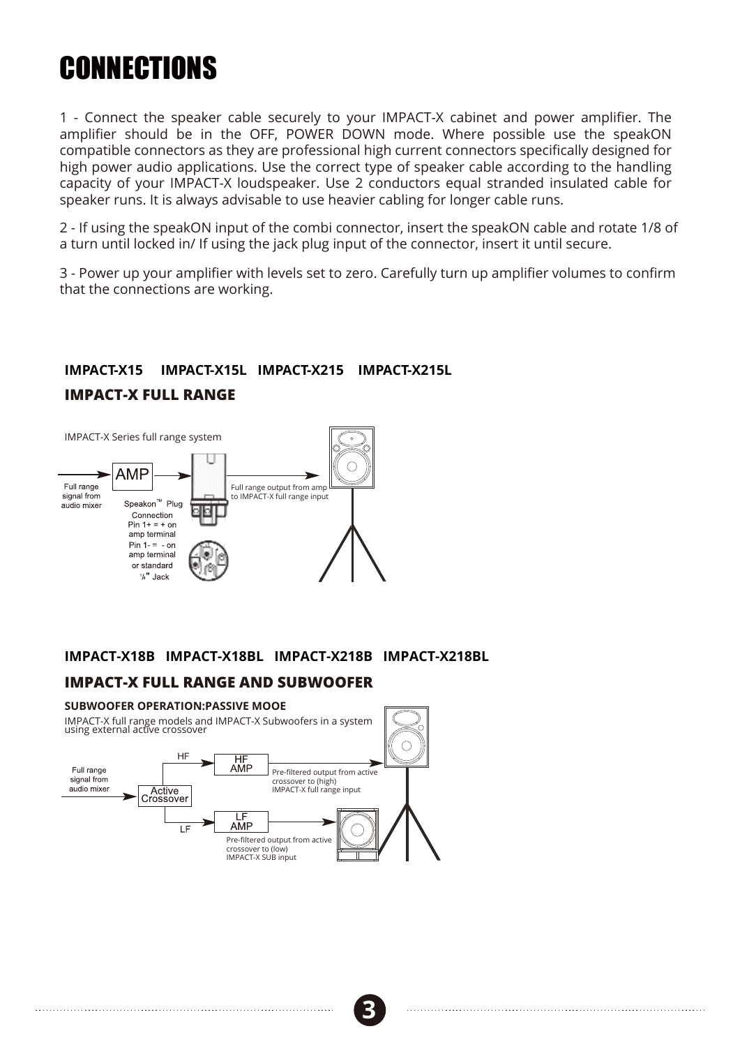# CONNECTIONS

1 - Connect the speaker cable securely to your IMPACT-X cabinet and power amplifier. The amplifier should be in the OFF, POWER DOWN mode. Where possible use the speakON compatible connectors as they are professional high current connectors specifically designed for high power audio applications. Use the correct type of speaker cable according to the handling capacity of your IMPACT-X loudspeaker. Use 2 conductors equal stranded insulated cable for speaker runs. It is always advisable to use heavier cabling for longer cable runs.

2 - If using the speakON input of the combi connector, insert the speakON cable and rotate 1/8 of a turn until locked in/ If using the jack plug input of the connector, insert it until secure.

3 - Power up your amplifier with levels set to zero. Carefully turn up amplifier volumes to confirm that the connections are working.

**IMPACT-X15 IMPACT-X15L IMPACT-X215 IMPACT-X215L**

## IMPACT-X FULL RANGE

IMPACT-X Series full range system

Full range signal from audio mixer

AMP

Speakon™ Plug Connection Pin 1+ = + on amp terminal Pin 1- = - on amp terminal or standard ¼" Jack

Full range output from amp to IMPACT-X full range input

**IMPACT-X18B IMPACT-X18BL IMPACT-X218B IMPACT-X218BL**

## IMPACT-X FULL RANGE AND SUBWOOFER

**SUBWOOFER OPERATION:PASSIVE MOOE**

IMPACT-X full range models and IMPACT-X Subwoofers in a system using external active crossover

Full range signal from audio mixer

Active Crossover

HF

HF AMP

Pre-filtered output from active crossover to (high) IMPACT-X full range input

LF

LF AMP

Pre-filtered output from active crossover to (low) IMPACT-X SUB input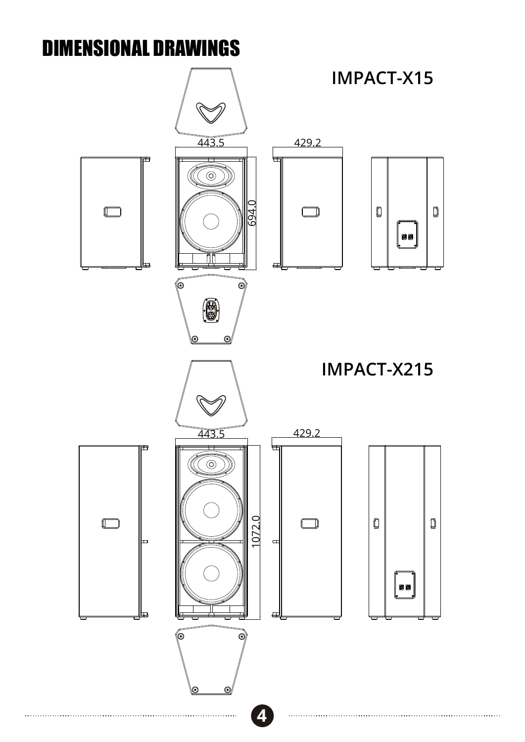# DIMENSIONAL DRAWINGS

## IMPACT-X15

443.5

429.2

694.0

## IMPACT-X215

443.5

429.2

1072.0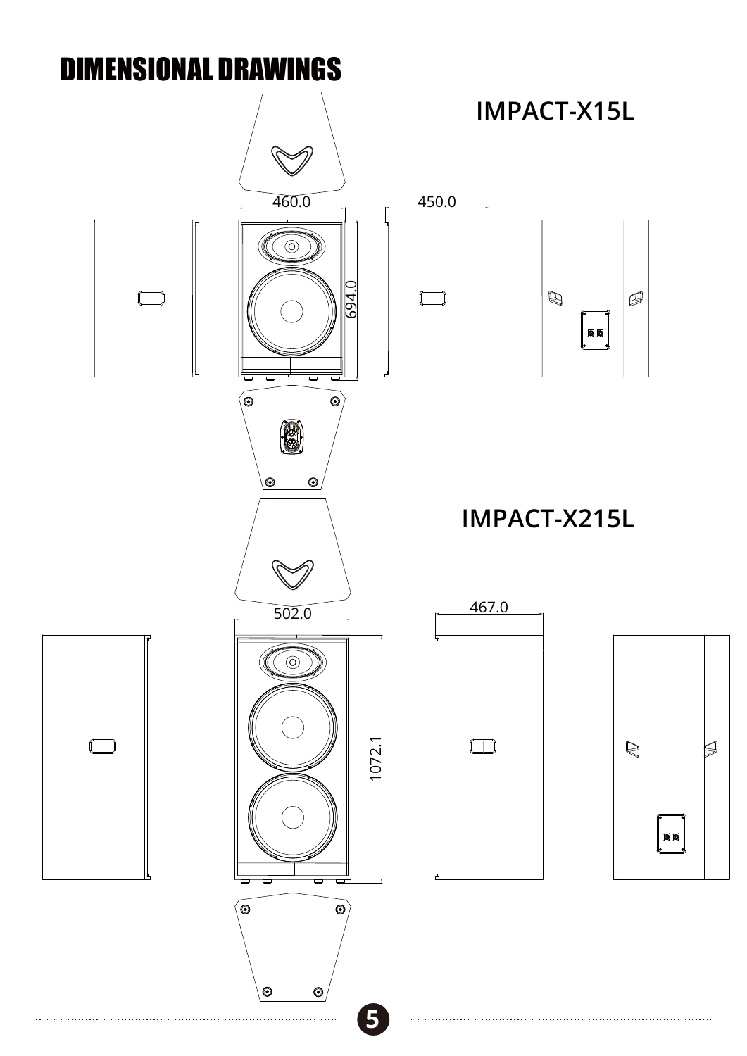# DIMENSIONAL DRAWINGS

## IMPACT-X15L

460.0

450.0

694.0

## IMPACT-X215L

502.0

467.0

1072.1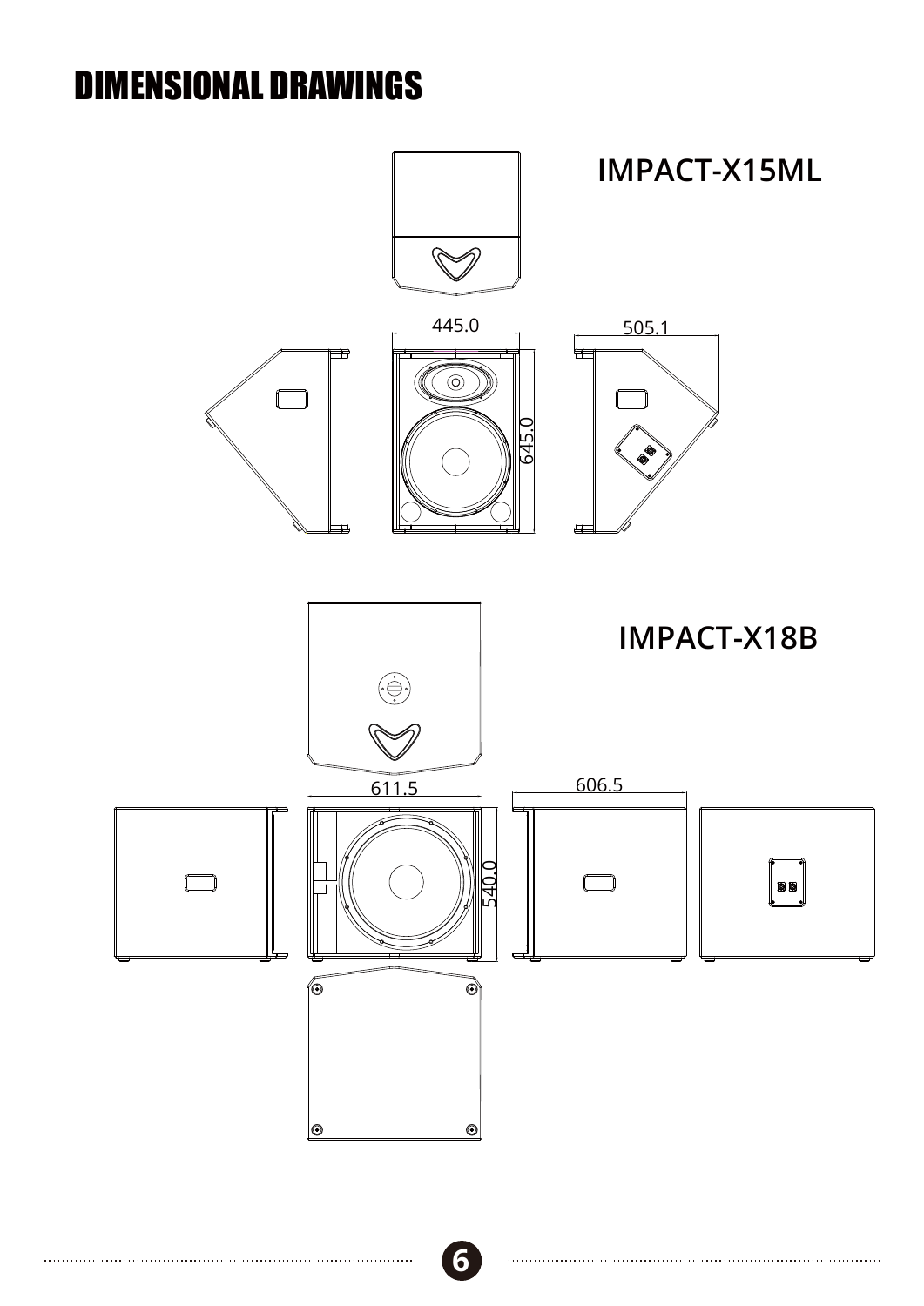# DIMENSIONAL DRAWINGS

## IMPACT-X15ML

445.0

505.1

645.0

## IMPACT-X18B

611.5

606.5

540.0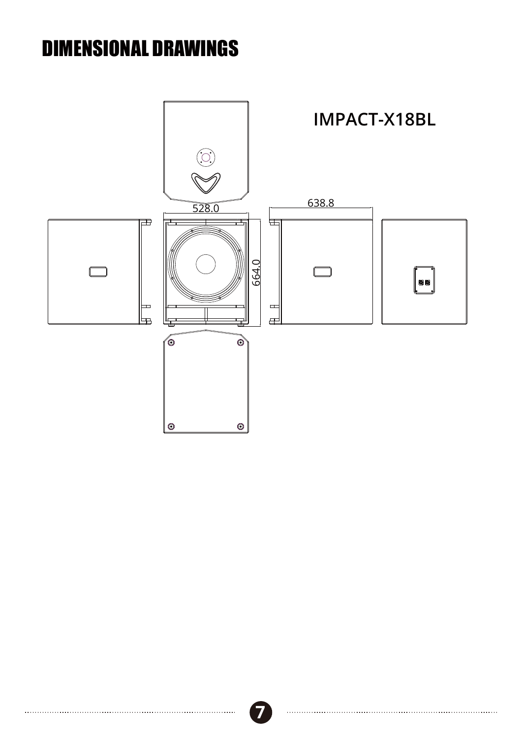# DIMENSIONAL DRAWINGS

IMPACT-X18BL

528.0

638.8

664.0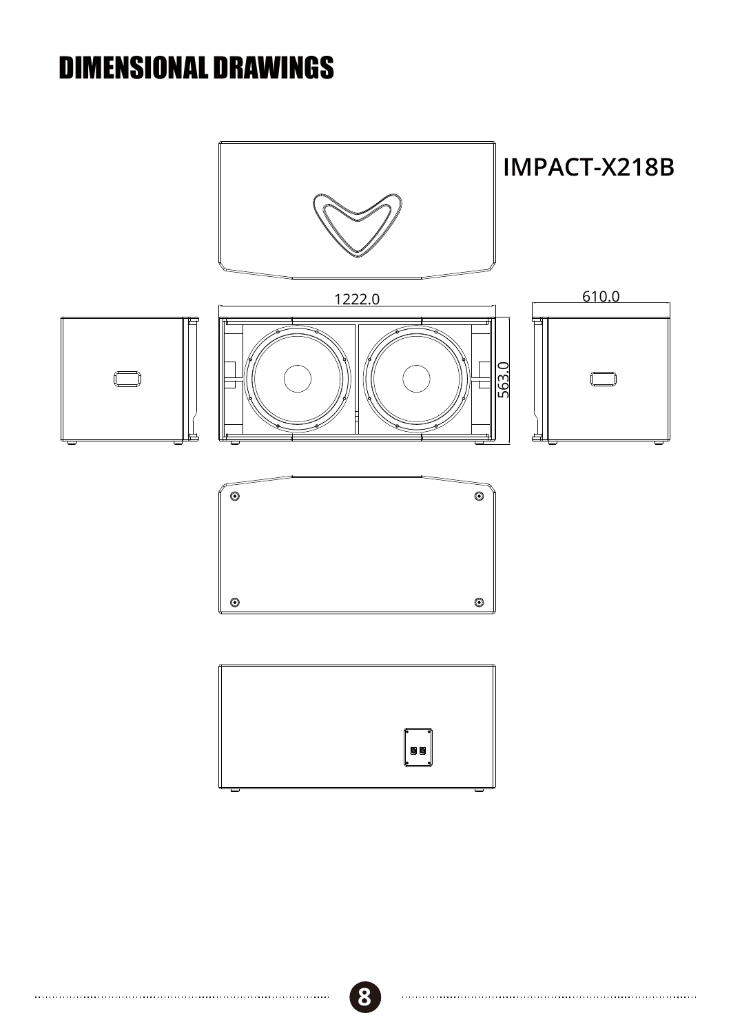# DIMENSIONAL DRAWINGS

IMPACT-X218B

1222.0

610.0

563.0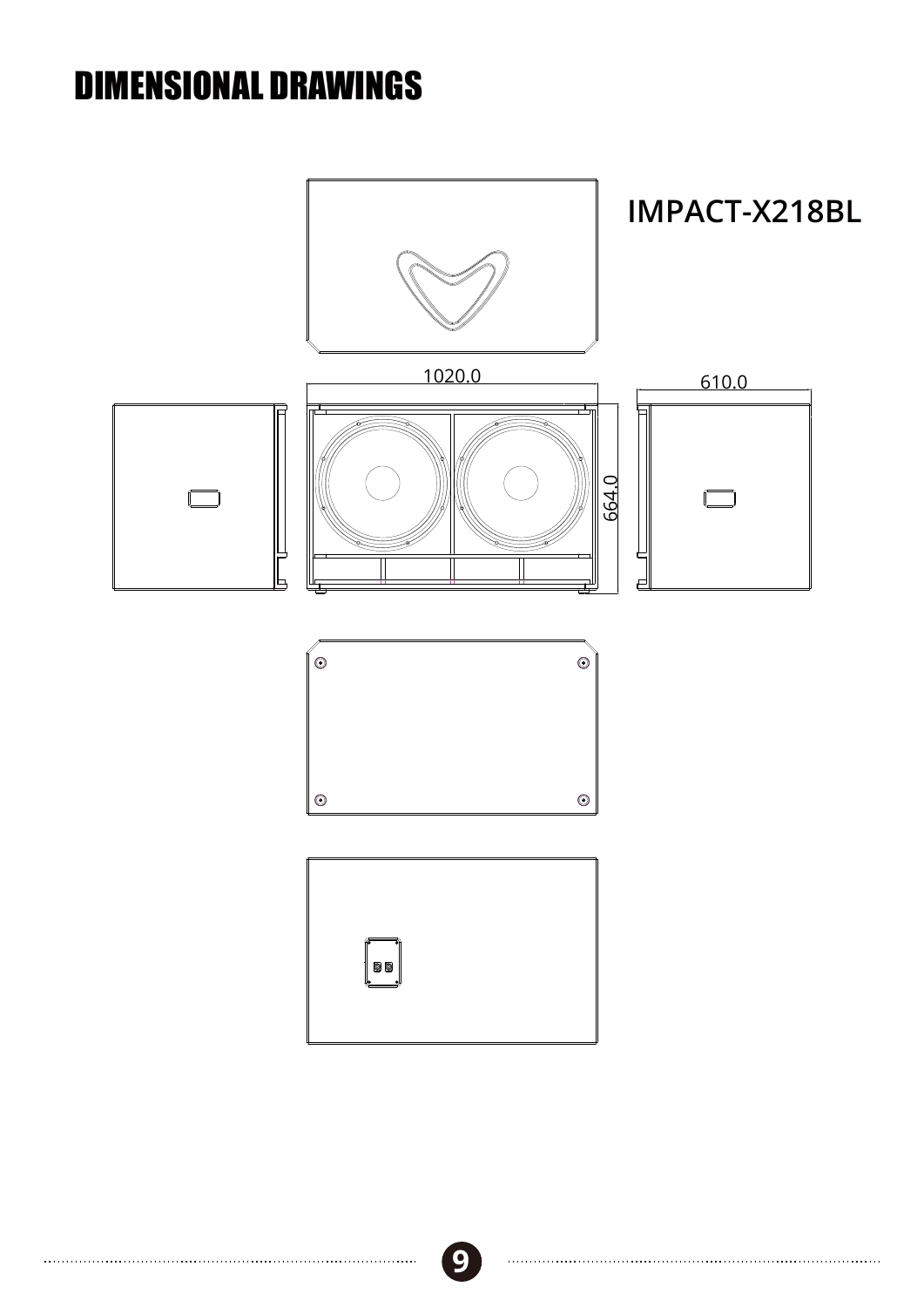# DIMENSIONAL DRAWINGS

IMPACT-X218BL

1020.0

610.0

664.0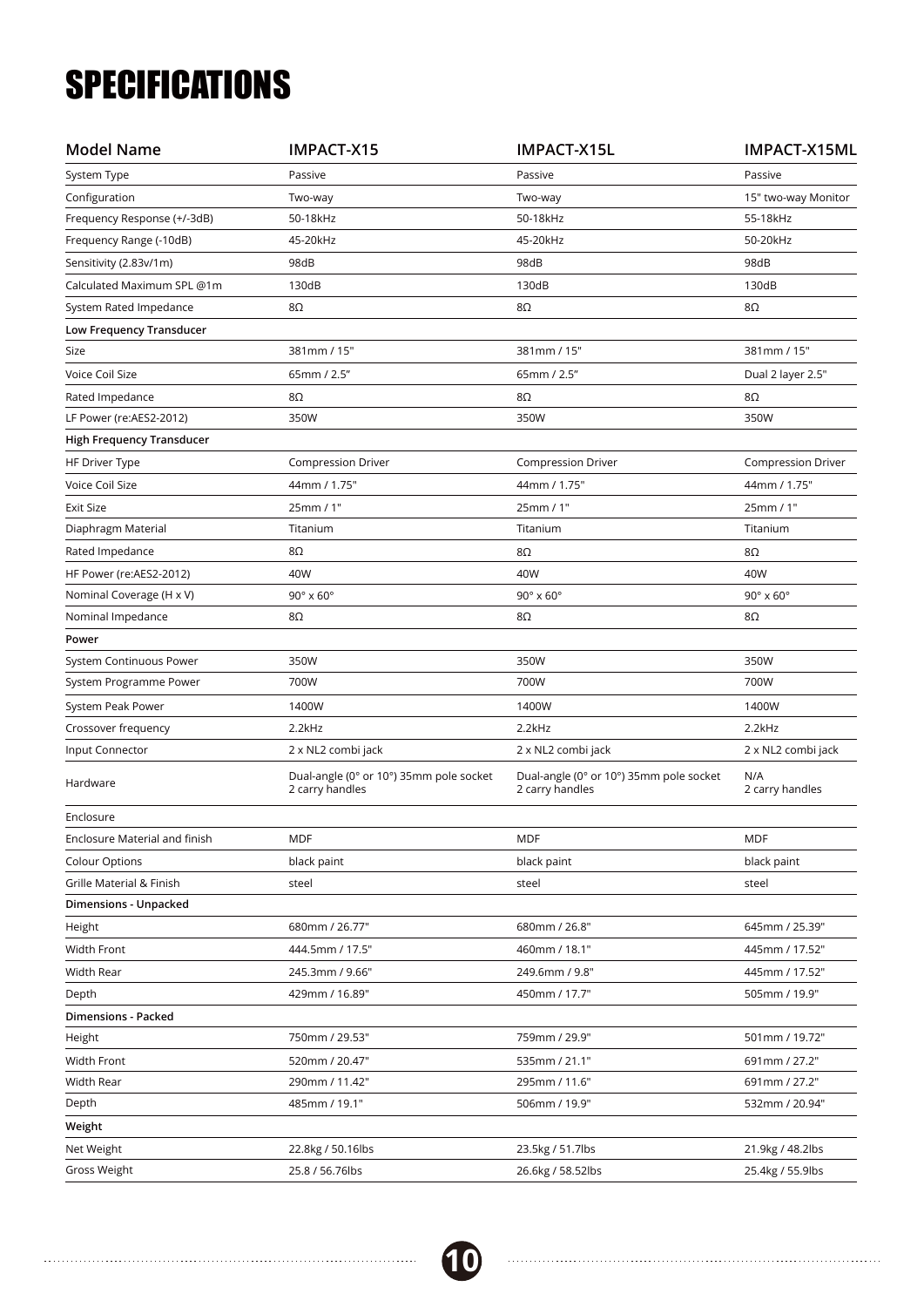# SPECIFICATIONS

| Model Name | IMPACT-X15 | IMPACT-X15L | IMPACT-X15ML |
|---|---|---|---|
| System Type | Passive | Passive | Passive |
| Configuration | Two-way | Two-way | 15" two-way Monitor |
| Frequency Response (+/-3dB) | 50-18kHz | 50-18kHz | 55-18kHz |
| Frequency Range (-10dB) | 45-20kHz | 45-20kHz | 50-20kHz |
| Sensitivity (2.83v/1m) | 98dB | 98dB | 98dB |
| Calculated Maximum SPL @1m | 130dB | 130dB | 130dB |
| System Rated Impedance | 8Ω | 8Ω | 8Ω |
| **Low Frequency Transducer** | | | |
| Size | 381mm / 15" | 381mm / 15" | 381mm / 15" |
| Voice Coil Size | 65mm / 2.5″ | 65mm / 2.5″ | Dual 2 layer 2.5" |
| Rated Impedance | 8Ω | 8Ω | 8Ω |
| LF Power (re:AES2-2012) | 350W | 350W | 350W |
| **High Frequency Transducer** | | | |
| HF Driver Type | Compression Driver | Compression Driver | Compression Driver |
| Voice Coil Size | 44mm / 1.75" | 44mm / 1.75" | 44mm / 1.75" |
| Exit Size | 25mm / 1" | 25mm / 1" | 25mm / 1" |
| Diaphragm Material | Titanium | Titanium | Titanium |
| Rated Impedance | 8Ω | 8Ω | 8Ω |
| HF Power (re:AES2-2012) | 40W | 40W | 40W |
| Nominal Coverage (H x V) | 90° x 60° | 90° x 60° | 90° x 60° |
| Nominal Impedance | 8Ω | 8Ω | 8Ω |
| **Power** | | | |
| System Continuous Power | 350W | 350W | 350W |
| System Programme Power | 700W | 700W | 700W |
| System Peak Power | 1400W | 1400W | 1400W |
| Crossover frequency | 2.2kHz | 2.2kHz | 2.2kHz |
| Input Connector | 2 x NL2 combi jack | 2 x NL2 combi jack | 2 x NL2 combi jack |
| Hardware | Dual-angle (0° or 10°) 35mm pole socket 2 carry handles | Dual-angle (0° or 10°) 35mm pole socket 2 carry handles | N/A 2 carry handles |
| Enclosure | | | |
| Enclosure Material and finish | MDF | MDF | MDF |
| Colour Options | black paint | black paint | black paint |
| Grille Material & Finish | steel | steel | steel |
| **Dimensions - Unpacked** | | | |
| Height | 680mm / 26.77" | 680mm / 26.8" | 645mm / 25.39" |
| Width Front | 444.5mm / 17.5" | 460mm / 18.1" | 445mm / 17.52" |
| Width Rear | 245.3mm / 9.66" | 249.6mm / 9.8" | 445mm / 17.52" |
| Depth | 429mm / 16.89" | 450mm / 17.7" | 505mm / 19.9" |
| **Dimensions - Packed** | | | |
| Height | 750mm / 29.53" | 759mm / 29.9" | 501mm / 19.72" |
| Width Front | 520mm / 20.47" | 535mm / 21.1" | 691mm / 27.2" |
| Width Rear | 290mm / 11.42" | 295mm / 11.6" | 691mm / 27.2" |
| Depth | 485mm / 19.1" | 506mm / 19.9" | 532mm / 20.94" |
| **Weight** | | | |
| Net Weight | 22.8kg / 50.16lbs | 23.5kg / 51.7lbs | 21.9kg / 48.2lbs |
| Gross Weight | 25.8 / 56.76lbs | 26.6kg / 58.52lbs | 25.4kg / 55.9lbs |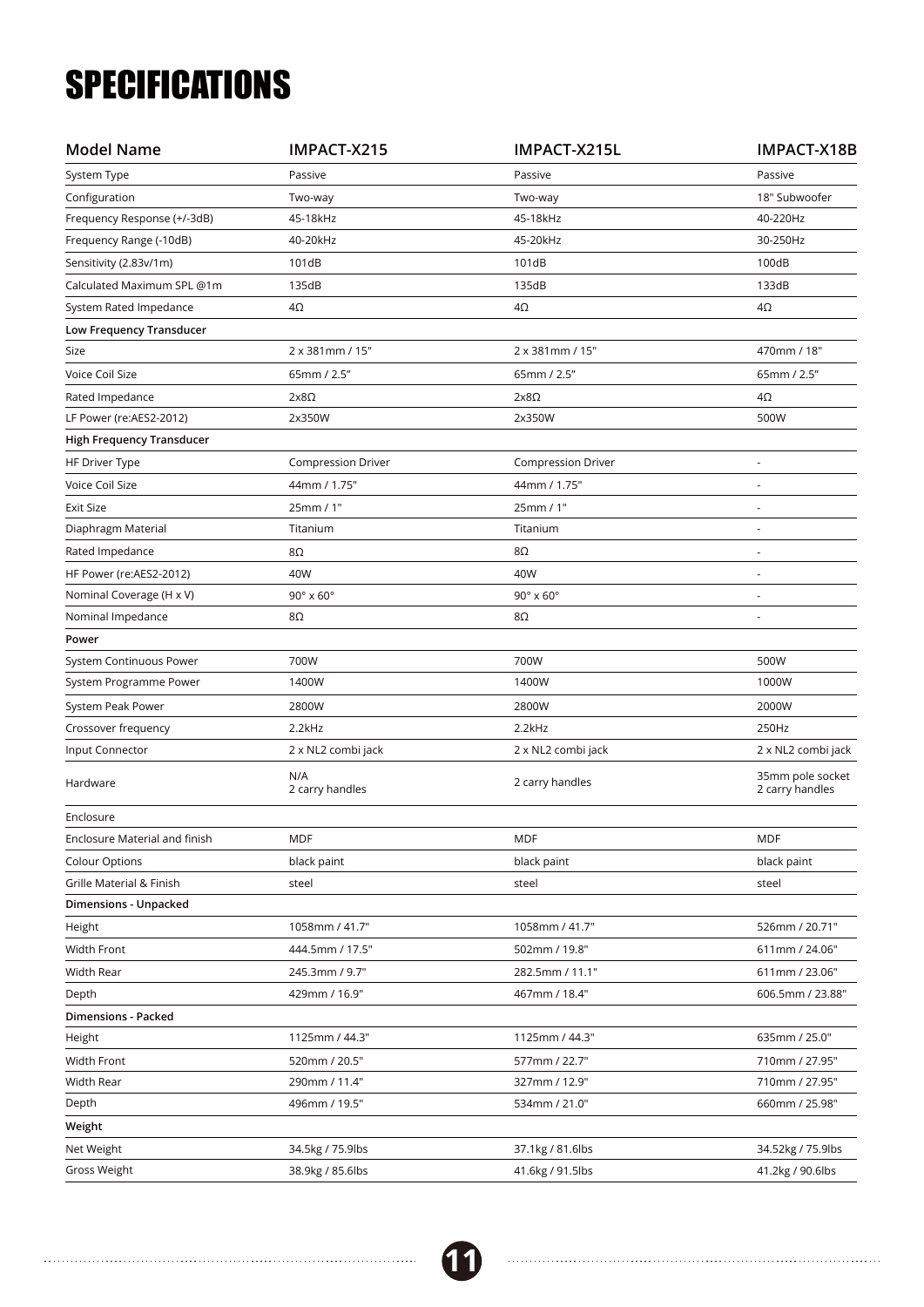# SPECIFICATIONS

| Model Name | IMPACT-X215 | IMPACT-X215L | IMPACT-X18B |
|---|---|---|---|
| System Type | Passive | Passive | Passive |
| Configuration | Two-way | Two-way | 18" Subwoofer |
| Frequency Response (+/-3dB) | 45-18kHz | 45-18kHz | 40-220Hz |
| Frequency Range (-10dB) | 40-20kHz | 45-20kHz | 30-250Hz |
| Sensitivity (2.83v/1m) | 101dB | 101dB | 100dB |
| Calculated Maximum SPL @1m | 135dB | 135dB | 133dB |
| System Rated Impedance | 4Ω | 4Ω | 4Ω |
| **Low Frequency Transducer** | | | |
| Size | 2 x 381mm / 15" | 2 x 381mm / 15" | 470mm / 18" |
| Voice Coil Size | 65mm / 2.5” | 65mm / 2.5” | 65mm / 2.5” |
| Rated Impedance | 2x8Ω | 2x8Ω | 4Ω |
| LF Power (re:AES2-2012) | 2x350W | 2x350W | 500W |
| **High Frequency Transducer** | | | |
| HF Driver Type | Compression Driver | Compression Driver | - |
| Voice Coil Size | 44mm / 1.75" | 44mm / 1.75" | - |
| Exit Size | 25mm / 1" | 25mm / 1" | - |
| Diaphragm Material | Titanium | Titanium | - |
| Rated Impedance | 8Ω | 8Ω | - |
| HF Power (re:AES2-2012) | 40W | 40W | - |
| Nominal Coverage (H x V) | 90° x 60° | 90° x 60° | - |
| Nominal Impedance | 8Ω | 8Ω | - |
| **Power** | | | |
| System Continuous Power | 700W | 700W | 500W |
| System Programme Power | 1400W | 1400W | 1000W |
| System Peak Power | 2800W | 2800W | 2000W |
| Crossover frequency | 2.2kHz | 2.2kHz | 250Hz |
| Input Connector | 2 x NL2 combi jack | 2 x NL2 combi jack | 2 x NL2 combi jack |
| Hardware | N/A<br>2 carry handles | 2 carry handles | 35mm pole socket<br>2 carry handles |
| Enclosure | | | |
| Enclosure Material and finish | MDF | MDF | MDF |
| Colour Options | black paint | black paint | black paint |
| Grille Material & Finish | steel | steel | steel |
| **Dimensions - Unpacked** | | | |
| Height | 1058mm / 41.7" | 1058mm / 41.7" | 526mm / 20.71" |
| Width Front | 444.5mm / 17.5" | 502mm / 19.8" | 611mm / 24.06" |
| Width Rear | 245.3mm / 9.7" | 282.5mm / 11.1" | 611mm / 23.06" |
| Depth | 429mm / 16.9" | 467mm / 18.4" | 606.5mm / 23.88" |
| **Dimensions - Packed** | | | |
| Height | 1125mm / 44.3" | 1125mm / 44.3" | 635mm / 25.0" |
| Width Front | 520mm / 20.5" | 577mm / 22.7" | 710mm / 27.95" |
| Width Rear | 290mm / 11.4" | 327mm / 12.9" | 710mm / 27.95" |
| Depth | 496mm / 19.5" | 534mm / 21.0" | 660mm / 25.98" |
| **Weight** | | | |
| Net Weight | 34.5kg / 75.9lbs | 37.1kg / 81.6lbs | 34.52kg / 75.9lbs |
| Gross Weight | 38.9kg / 85.6lbs | 41.6kg / 91.5lbs | 41.2kg / 90.6lbs |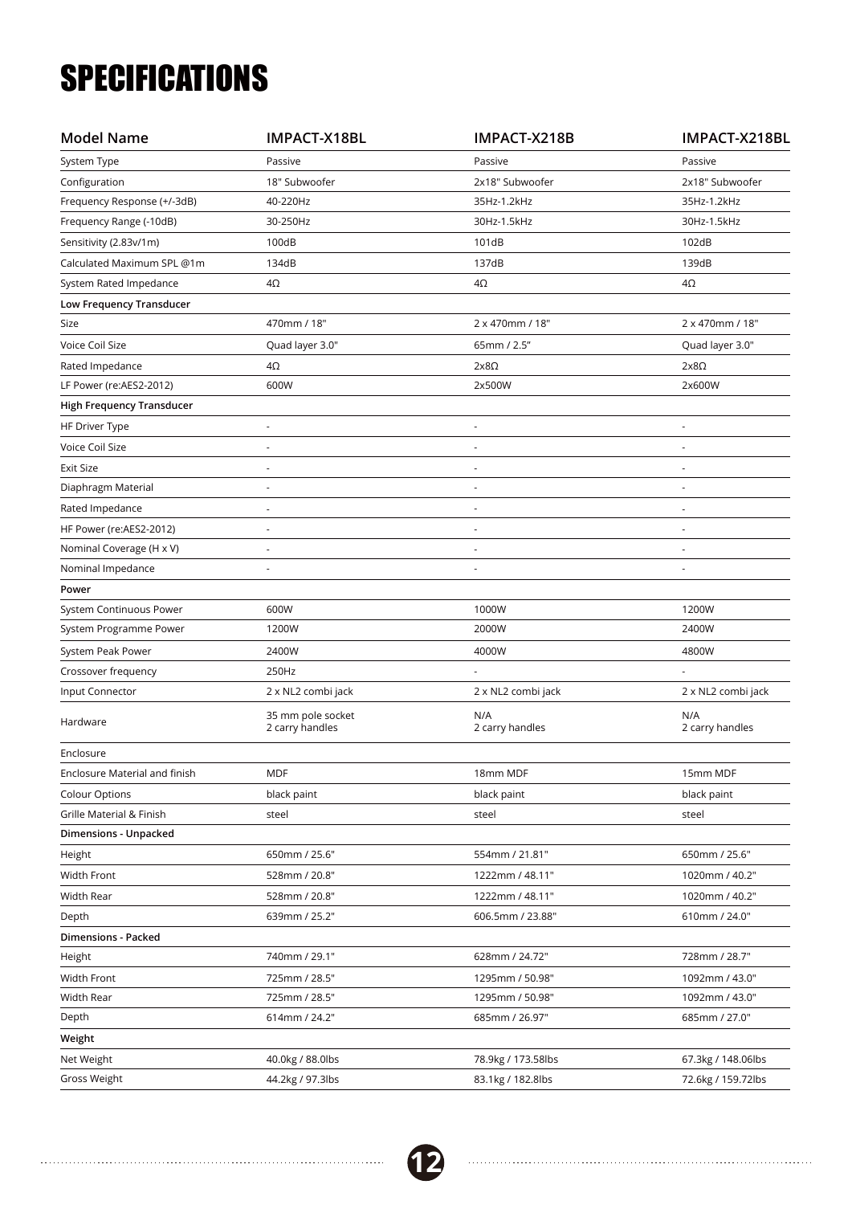# SPECIFICATIONS

| Model Name | IMPACT-X18BL | IMPACT-X218B | IMPACT-X218BL |
|---|---|---|---|
| System Type | Passive | Passive | Passive |
| Configuration | 18" Subwoofer | 2x18" Subwoofer | 2x18" Subwoofer |
| Frequency Response (+/-3dB) | 40-220Hz | 35Hz-1.2kHz | 35Hz-1.2kHz |
| Frequency Range (-10dB) | 30-250Hz | 30Hz-1.5kHz | 30Hz-1.5kHz |
| Sensitivity (2.83v/1m) | 100dB | 101dB | 102dB |
| Calculated Maximum SPL @1m | 134dB | 137dB | 139dB |
| System Rated Impedance | 4Ω | 4Ω | 4Ω |
| **Low Frequency Transducer** | | | |
| Size | 470mm / 18" | 2 x 470mm / 18" | 2 x 470mm / 18" |
| Voice Coil Size | Quad layer 3.0" | 65mm / 2.5" | Quad layer 3.0" |
| Rated Impedance | 4Ω | 2x8Ω | 2x8Ω |
| LF Power (re:AES2-2012) | 600W | 2x500W | 2x600W |
| **High Frequency Transducer** | | | |
| HF Driver Type | - | - | - |
| Voice Coil Size | - | - | - |
| Exit Size | - | - | - |
| Diaphragm Material | - | - | - |
| Rated Impedance | - | - | - |
| HF Power (re:AES2-2012) | - | - | - |
| Nominal Coverage (H x V) | - | - | - |
| Nominal Impedance | - | - | - |
| **Power** | | | |
| System Continuous Power | 600W | 1000W | 1200W |
| System Programme Power | 1200W | 2000W | 2400W |
| System Peak Power | 2400W | 4000W | 4800W |
| Crossover frequency | 250Hz | - | - |
| Input Connector | 2 x NL2 combi jack | 2 x NL2 combi jack | 2 x NL2 combi jack |
| Hardware | 35 mm pole socket<br>2 carry handles | N/A<br>2 carry handles | N/A<br>2 carry handles |
| Enclosure | | | |
| Enclosure Material and finish | MDF | 18mm MDF | 15mm MDF |
| Colour Options | black paint | black paint | black paint |
| Grille Material & Finish | steel | steel | steel |
| **Dimensions - Unpacked** | | | |
| Height | 650mm / 25.6" | 554mm / 21.81" | 650mm / 25.6" |
| Width Front | 528mm / 20.8" | 1222mm / 48.11" | 1020mm / 40.2" |
| Width Rear | 528mm / 20.8" | 1222mm / 48.11" | 1020mm / 40.2" |
| Depth | 639mm / 25.2" | 606.5mm / 23.88" | 610mm / 24.0" |
| **Dimensions - Packed** | | | |
| Height | 740mm / 29.1" | 628mm / 24.72" | 728mm / 28.7" |
| Width Front | 725mm / 28.5" | 1295mm / 50.98" | 1092mm / 43.0" |
| Width Rear | 725mm / 28.5" | 1295mm / 50.98" | 1092mm / 43.0" |
| Depth | 614mm / 24.2" | 685mm / 26.97" | 685mm / 27.0" |
| **Weight** | | | |
| Net Weight | 40.0kg / 88.0lbs | 78.9kg / 173.58lbs | 67.3kg / 148.06lbs |
| Gross Weight | 44.2kg / 97.3lbs | 83.1kg / 182.8lbs | 72.6kg / 159.72lbs |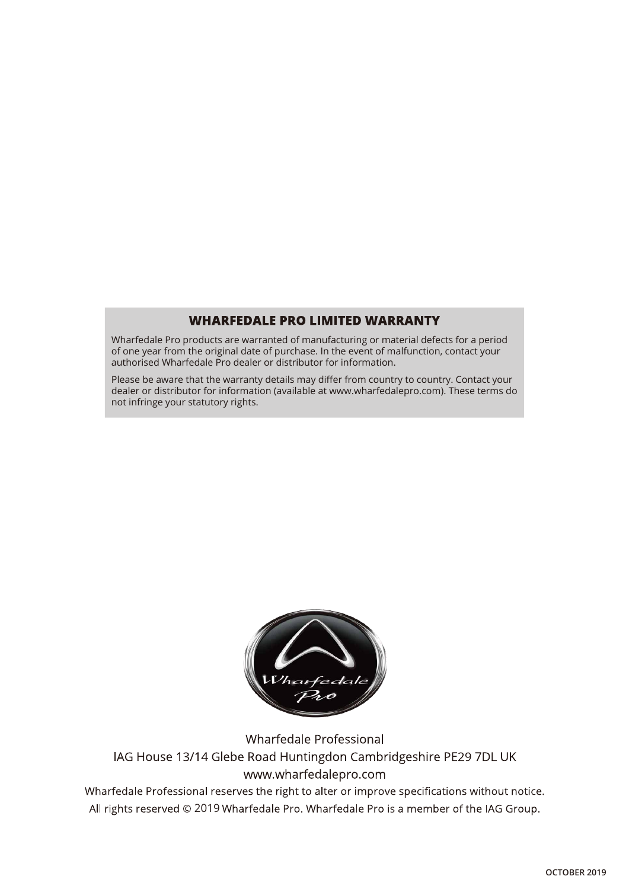## WHARFEDALE PRO LIMITED WARRANTY

Wharfedale Pro products are warranted of manufacturing or material defects for a period of one year from the original date of purchase. In the event of malfunction, contact your authorised Wharfedale Pro dealer or distributor for information.

Please be aware that the warranty details may differ from country to country. Contact your dealer or distributor for information (available at www.wharfedalepro.com). These terms do not infringe your statutory rights.

Wharfedale Professional
IAG House 13/14 Glebe Road Huntingdon Cambridgeshire PE29 7DL UK
www.wharfedalepro.com
Wharfedale Professional reserves the right to alter or improve specifications without notice.
All rights reserved © 2019 Wharfedale Pro. Wharfedale Pro is a member of the IAG Group.

**OCTOBER 2019**